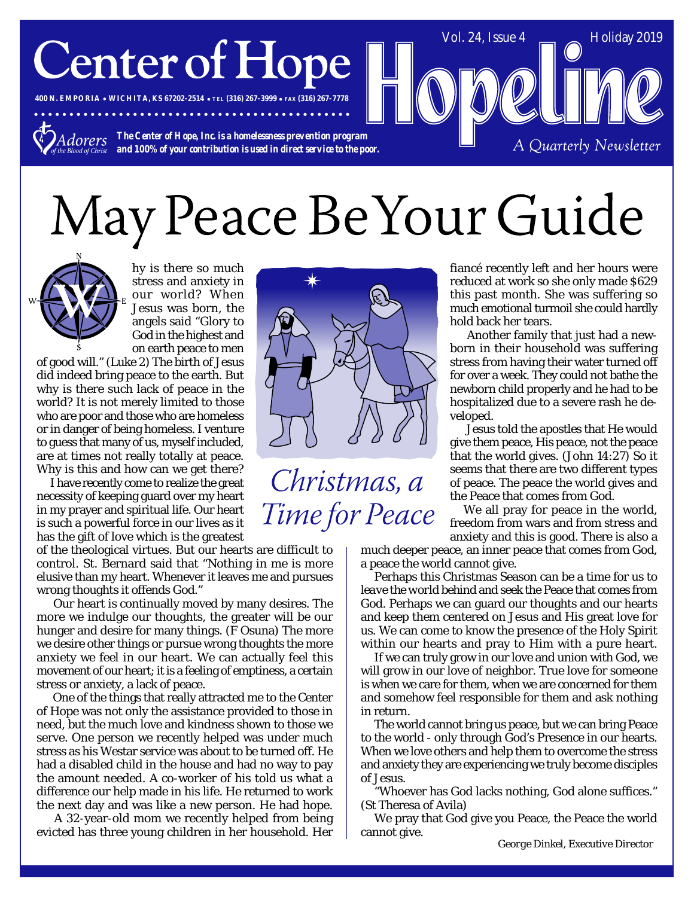# Center of Hope

400 N. EMPORIA • WICHITA, KS 67202-2514 • TEL (316) 267-3999 • FAX (316) 267-7778

*Adorers of the Blood of Christ*

***The Center of Hope, Inc. is a homelessness prevention program and 100% of your contribution is used in direct service to the poor.***

# Hopeline

Vol. 24, Issue 4 — Holiday 2019

*A Quarterly Newsletter*

# May Peace Be Your Guide

Why is there so much stress and anxiety in our world? When Jesus was born, the angels said "Glory to God in the highest and on earth peace to men of good will." (Luke 2) The birth of Jesus did indeed bring peace to the earth. But why is there such lack of peace in the world? It is not merely limited to those who are poor and those who are homeless or in danger of being homeless. I venture to guess that many of us, myself included, are at times not really totally at peace. Why is this and how can we get there?

I have recently come to realize the great necessity of keeping guard over my heart in my prayer and spiritual life. Our heart is such a powerful force in our lives as it has the gift of love which is the greatest of the theological virtues. But our hearts are difficult to control. St. Bernard said that "Nothing in me is more elusive than my heart. Whenever it leaves me and pursues wrong thoughts it offends God."

Our heart is continually moved by many desires. The more we indulge our thoughts, the greater will be our hunger and desire for many things. (F Osuna) The more we desire other things or pursue wrong thoughts the more anxiety we feel in our heart. We can actually feel this movement of our heart; it is a feeling of emptiness, a certain stress or anxiety, a lack of peace.

One of the things that really attracted me to the Center of Hope was not only the assistance provided to those in need, but the much love and kindness shown to those we serve. One person we recently helped was under much stress as his Westar service was about to be turned off. He had a disabled child in the house and had no way to pay the amount needed. A co-worker of his told us what a difference our help made in his life. He returned to work the next day and was like a new person. He had hope.

A 32-year-old mom we recently helped from being evicted has three young children in her household. Her fiancé recently left and her hours were reduced at work so she only made $629 this past month. She was suffering so much emotional turmoil she could hardly hold back her tears.

Another family that just had a newborn in their household was suffering stress from having their water turned off for over a week. They could not bathe the newborn child properly and he had to be hospitalized due to a severe rash he developed.

*Christmas, a Time for Peace*

Jesus told the apostles that He would give them peace, His peace, not the peace that the world gives. (John 14:27) So it seems that there are two different types of peace. The peace the world gives and the Peace that comes from God.

We all pray for peace in the world, freedom from wars and from stress and anxiety and this is good. There is also a much deeper peace, an inner peace that comes from God, a peace the world cannot give.

Perhaps this Christmas Season can be a time for us to leave the world behind and seek the Peace that comes from God. Perhaps we can guard our thoughts and our hearts and keep them centered on Jesus and His great love for us. We can come to know the presence of the Holy Spirit within our hearts and pray to Him with a pure heart.

If we can truly grow in our love and union with God, we will grow in our love of neighbor. True love for someone is when we care for them, when we are concerned for them and somehow feel responsible for them and ask nothing in return.

The world cannot bring us peace, but we can bring Peace to the world - only through God's Presence in our hearts. When we love others and help them to overcome the stress and anxiety they are experiencing we truly become disciples of Jesus.

"Whoever has God lacks nothing, God alone suffices." (St Theresa of Avila)

We pray that God give you Peace, the Peace the world cannot give.

George Dinkel, Executive Director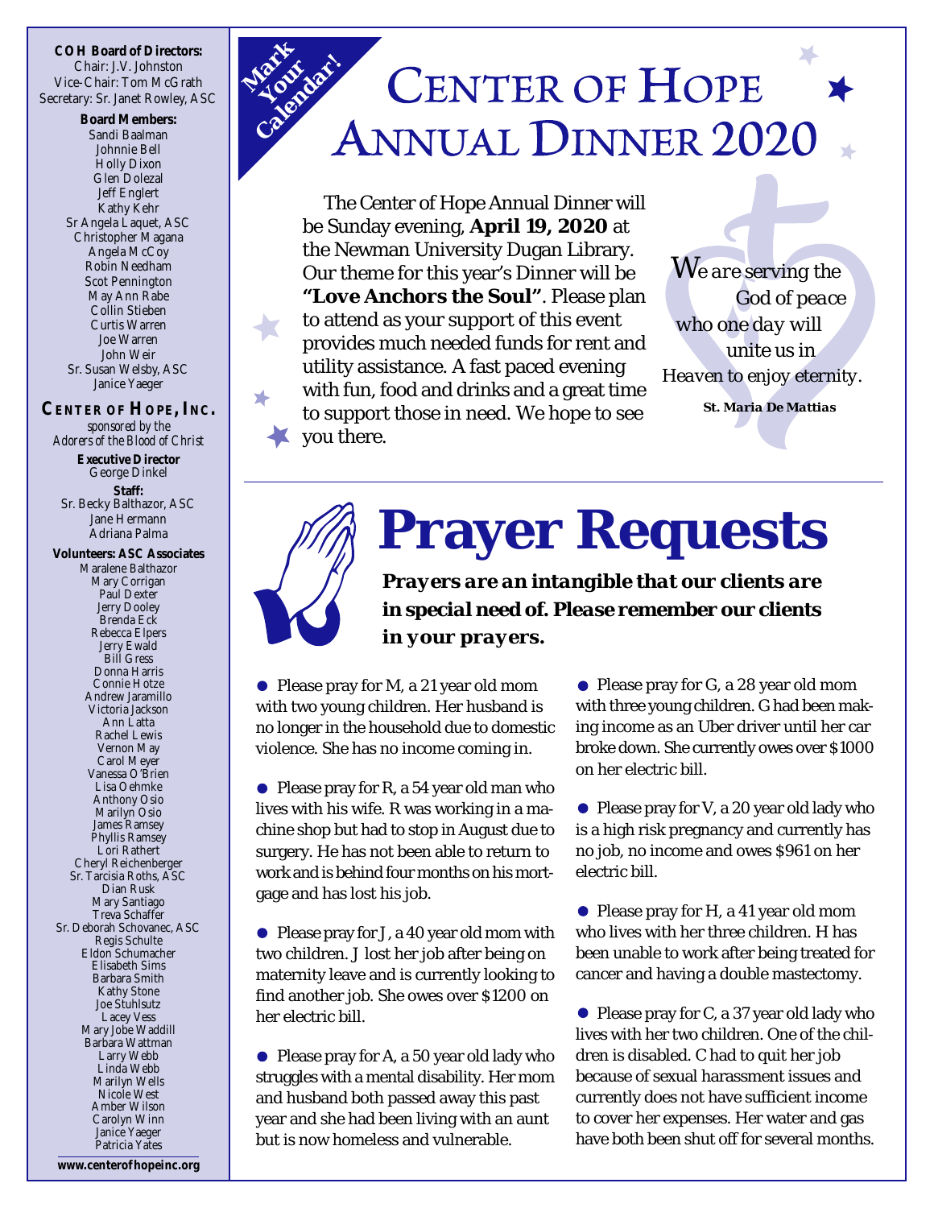**COH Board of Directors:**
Chair: J.V. Johnston
Vice-Chair: Tom McGrath
Secretary: Sr. Janet Rowley, ASC

**Board Members:**
Sandi Baalman
Johnnie Bell
Holly Dixon
Glen Dolezal
Jeff Englert
Kathy Kehr
Sr Angela Laquet, ASC
Christopher Magana
Angela McCoy
Robin Needham
Scot Pennington
May Ann Rabe
Collin Stieben
Curtis Warren
Joe Warren
John Weir
Sr. Susan Welsby, ASC
Janice Yaeger

**CENTER OF HOPE, INC.**
*sponsored by the Adorers of the Blood of Christ*

**Executive Director**
George Dinkel

**Staff:**
Sr. Becky Balthazor, ASC
Jane Hermann
Adriana Palma

**Volunteers: ASC Associates**
Maralene Balthazor
Mary Corrigan
Paul Dexter
Jerry Dooley
Brenda Eck
Rebecca Elpers
Jerry Ewald
Bill Gress
Donna Harris
Connie Hotze
Andrew Jaramillo
Victoria Jackson
Ann Latta
Rachel Lewis
Vernon May
Carol Meyer
Vanessa O'Brien
Lisa Oehmke
Anthony Osio
Marilyn Osio
James Ramsey
Phyllis Ramsey
Lori Rathert
Cheryl Reichenberger
Sr. Tarcisia Roths, ASC
Dian Rusk
Mary Santiago
Treva Schaffer
Sr. Deborah Schovanec, ASC
Regis Schulte
Eldon Schumacher
Elisabeth Sims
Barbara Smith
Kathy Stone
Joe Stuhlsutz
Lacey Vess
Mary Jobe Waddill
Barbara Wattman
Larry Webb
Linda Webb
Marilyn Wells
Nicole West
Amber Wilson
Carolyn Winn
Janice Yaeger
Patricia Yates

**www.centerofhopeinc.org**

**Mark Your Calendar!**

# Center of Hope Annual Dinner 2020

The Center of Hope Annual Dinner will be Sunday evening, **April 19, 2020** at the Newman University Dugan Library. Our theme for this year's Dinner will be **"Love Anchors the Soul"**. Please plan to attend as your support of this event provides much needed funds for rent and utility assistance. A fast paced evening with fun, food and drinks and a great time to support those in need. We hope to see you there.

*We are serving the God of peace who one day will unite us in Heaven to enjoy eternity.*

***St. Maria De Mattias***

# Prayer Requests

***Prayers are an intangible that our clients are in special need of. Please remember our clients in your prayers.***

- Please pray for M, a 21 year old mom with two young children. Her husband is no longer in the household due to domestic violence. She has no income coming in.
- Please pray for R, a 54 year old man who lives with his wife. R was working in a machine shop but had to stop in August due to surgery. He has not been able to return to work and is behind four months on his mortgage and has lost his job.
- Please pray for J, a 40 year old mom with two children. J lost her job after being on maternity leave and is currently looking to find another job. She owes over $1200 on her electric bill.
- Please pray for A, a 50 year old lady who struggles with a mental disability. Her mom and husband both passed away this past year and she had been living with an aunt but is now homeless and vulnerable.
- Please pray for G, a 28 year old mom with three young children. G had been making income as an Uber driver until her car broke down. She currently owes over $1000 on her electric bill.
- Please pray for V, a 20 year old lady who is a high risk pregnancy and currently has no job, no income and owes $961 on her electric bill.
- Please pray for H, a 41 year old mom who lives with her three children. H has been unable to work after being treated for cancer and having a double mastectomy.
- Please pray for C, a 37 year old lady who lives with her two children. One of the children is disabled. C had to quit her job because of sexual harassment issues and currently does not have sufficient income to cover her expenses. Her water and gas have both been shut off for several months.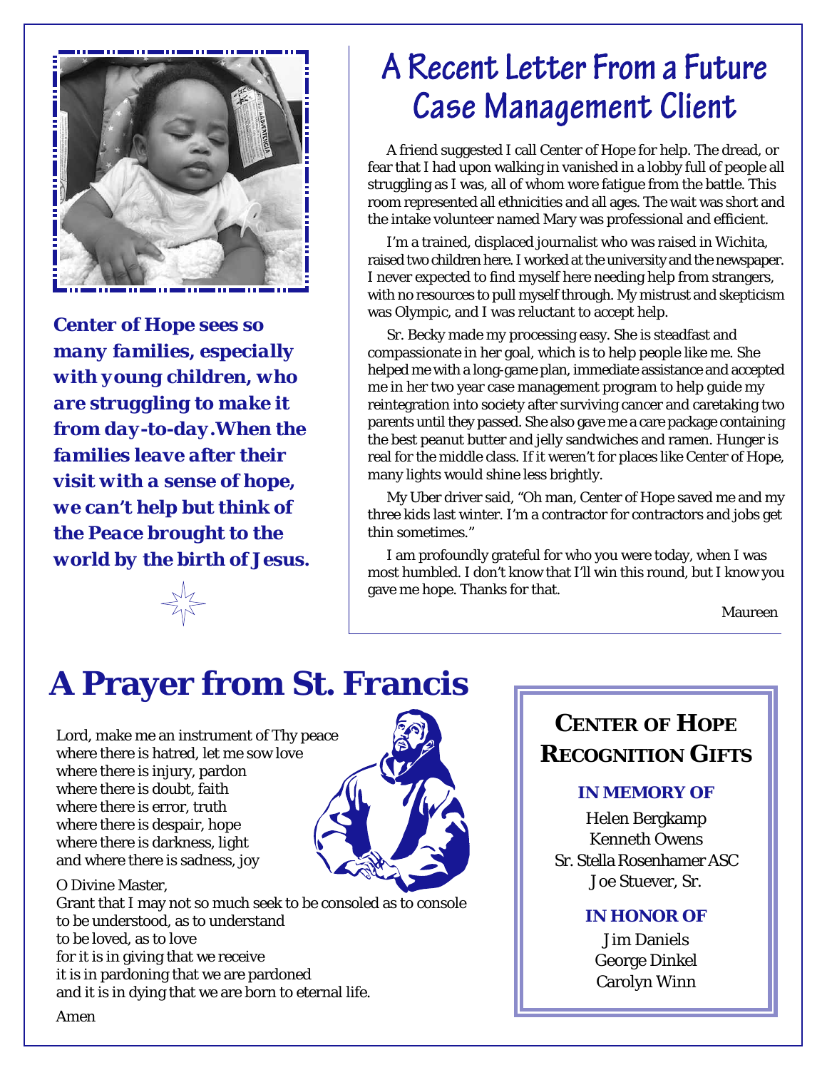***Center of Hope sees so many families, especially with young children, who are struggling to make it from day-to-day. When the families leave after their visit with a sense of hope, we can't help but think of the Peace brought to the world by the birth of Jesus.***

# A Recent Letter From a Future Case Management Client

A friend suggested I call Center of Hope for help. The dread, or fear that I had upon walking in vanished in a lobby full of people all struggling as I was, all of whom wore fatigue from the battle. This room represented all ethnicities and all ages. The wait was short and the intake volunteer named Mary was professional and efficient.

I'm a trained, displaced journalist who was raised in Wichita, raised two children here. I worked at the university and the newspaper. I never expected to find myself here needing help from strangers, with no resources to pull myself through. My mistrust and skepticism was Olympic, and I was reluctant to accept help.

Sr. Becky made my processing easy. She is steadfast and compassionate in her goal, which is to help people like me. She helped me with a long-game plan, immediate assistance and accepted me in her two year case management program to help guide my reintegration into society after surviving cancer and caretaking two parents until they passed. She also gave me a care package containing the best peanut butter and jelly sandwiches and ramen. Hunger is real for the middle class. If it weren't for places like Center of Hope, many lights would shine less brightly.

My Uber driver said, "Oh man, Center of Hope saved me and my three kids last winter. I'm a contractor for contractors and jobs get thin sometimes."

I am profoundly grateful for who you were today, when I was most humbled. I don't know that I'll win this round, but I know you gave me hope. Thanks for that.

Maureen

# A Prayer from St. Francis

Lord, make me an instrument of Thy peace
where there is hatred, let me sow love
where there is injury, pardon
where there is doubt, faith
where there is error, truth
where there is despair, hope
where there is darkness, light
and where there is sadness, joy

O Divine Master,
Grant that I may not so much seek to be consoled as to console
to be understood, as to understand
to be loved, as to love
for it is in giving that we receive
it is in pardoning that we are pardoned
and it is in dying that we are born to eternal life.

Amen

## Center of Hope Recognition Gifts

**IN MEMORY OF**

Helen Bergkamp
Kenneth Owens
Sr. Stella Rosenhamer ASC
Joe Stuever, Sr.

**IN HONOR OF**

Jim Daniels
George Dinkel
Carolyn Winn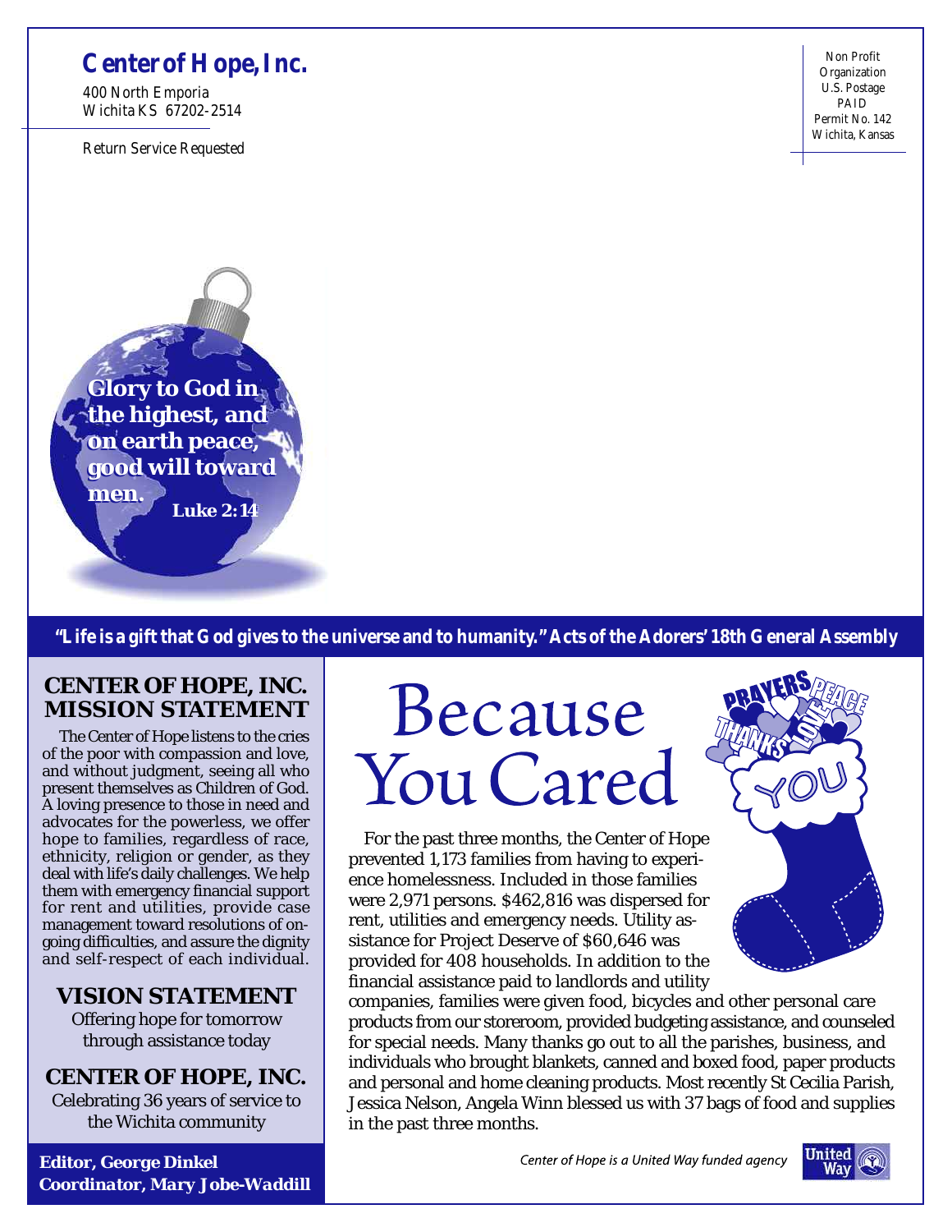# Center of Hope, Inc.

400 North Emporia
Wichita KS 67202-2514

Return Service Requested

Non Profit
Organization
U.S. Postage
PAID
Permit No. 142
Wichita, Kansas

**Glory to God in the highest, and on earth peace, good will toward men.**
**Luke 2:14**

**"Life is a gift that God gives to the universe and to humanity." Acts of the Adorers' 18th General Assembly**

## CENTER OF HOPE, INC. MISSION STATEMENT

The Center of Hope listens to the cries of the poor with compassion and love, and without judgment, seeing all who present themselves as Children of God. A loving presence to those in need and advocates for the powerless, we offer hope to families, regardless of race, ethnicity, religion or gender, as they deal with life's daily challenges. We help them with emergency financial support for rent and utilities, provide case management toward resolutions of ongoing difficulties, and assure the dignity and self-respect of each individual.

## VISION STATEMENT

Offering hope for tomorrow through assistance today

## CENTER OF HOPE, INC.

Celebrating 36 years of service to the Wichita community

**Editor, George Dinkel**
**Coordinator, Mary Jobe-Waddill**

# Because You Cared

For the past three months, the Center of Hope prevented 1,173 families from having to experience homelessness. Included in those families were 2,971 persons. $462,816 was dispersed for rent, utilities and emergency needs. Utility assistance for Project Deserve of $60,646 was provided for 408 households. In addition to the financial assistance paid to landlords and utility companies, families were given food, bicycles and other personal care products from our storeroom, provided budgeting assistance, and counseled for special needs. Many thanks go out to all the parishes, business, and individuals who brought blankets, canned and boxed food, paper products and personal and home cleaning products. Most recently St Cecilia Parish, Jessica Nelson, Angela Winn blessed us with 37 bags of food and supplies in the past three months.

PRAYERS PEACE THANKS LOVE YOU

*Center of Hope is a United Way funded agency*